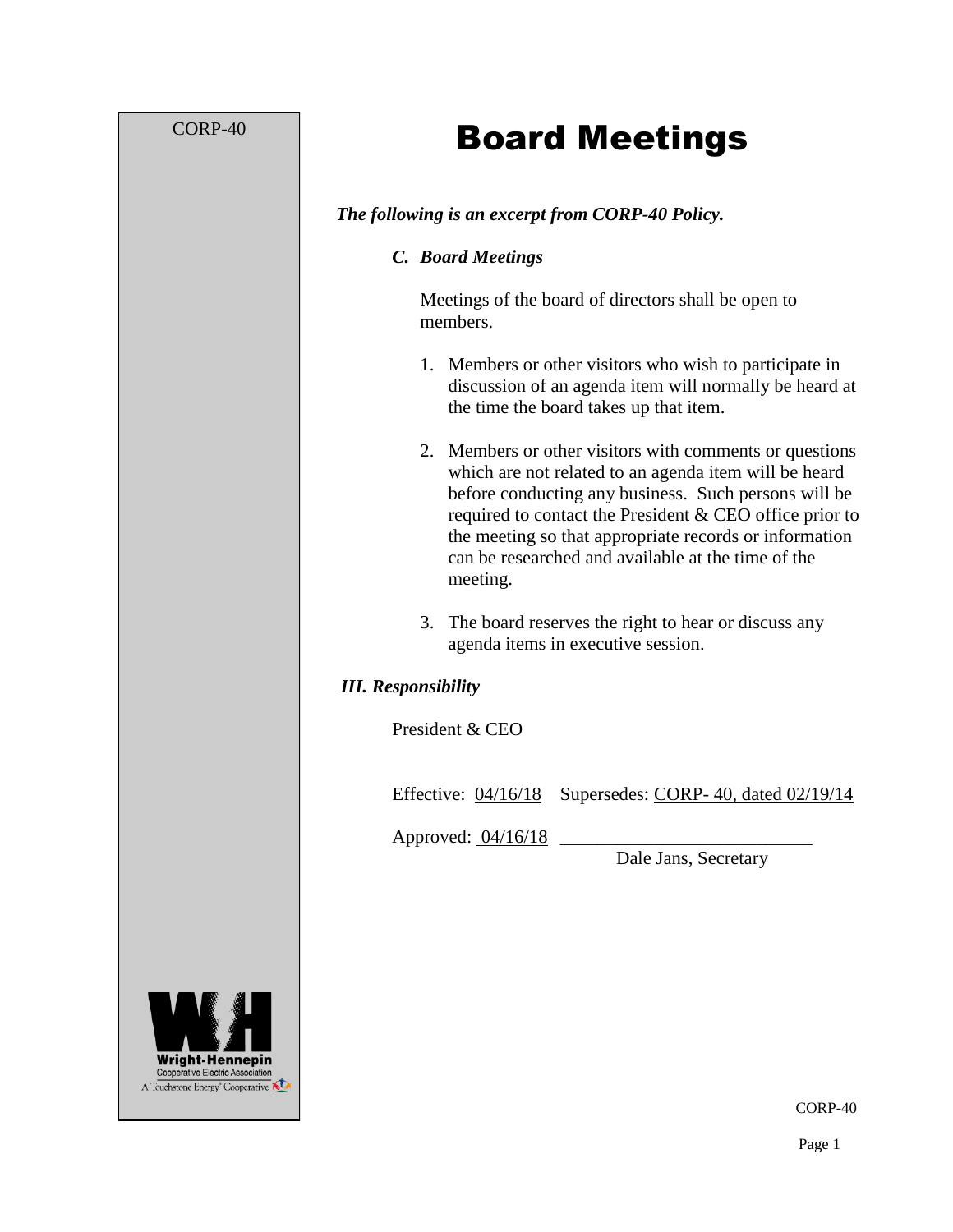CORP-40

# Board Meetings

***The following is an excerpt from CORP-40 Policy.***

### *C. Board Meetings*

Meetings of the board of directors shall be open to members.

1. Members or other visitors who wish to participate in discussion of an agenda item will normally be heard at the time the board takes up that item.

2. Members or other visitors with comments or questions which are not related to an agenda item will be heard before conducting any business. Such persons will be required to contact the President & CEO office prior to the meeting so that appropriate records or information can be researched and available at the time of the meeting.

3. The board reserves the right to hear or discuss any agenda items in executive session.

## *III. Responsibility*

President & CEO

Effective: 04/16/18 Supersedes: CORP- 40, dated 02/19/14

Approved: 04/16/18 ___________________________

Dale Jans, Secretary

Wright-Hennepin Cooperative Electric Association

A Touchstone Energy® Cooperative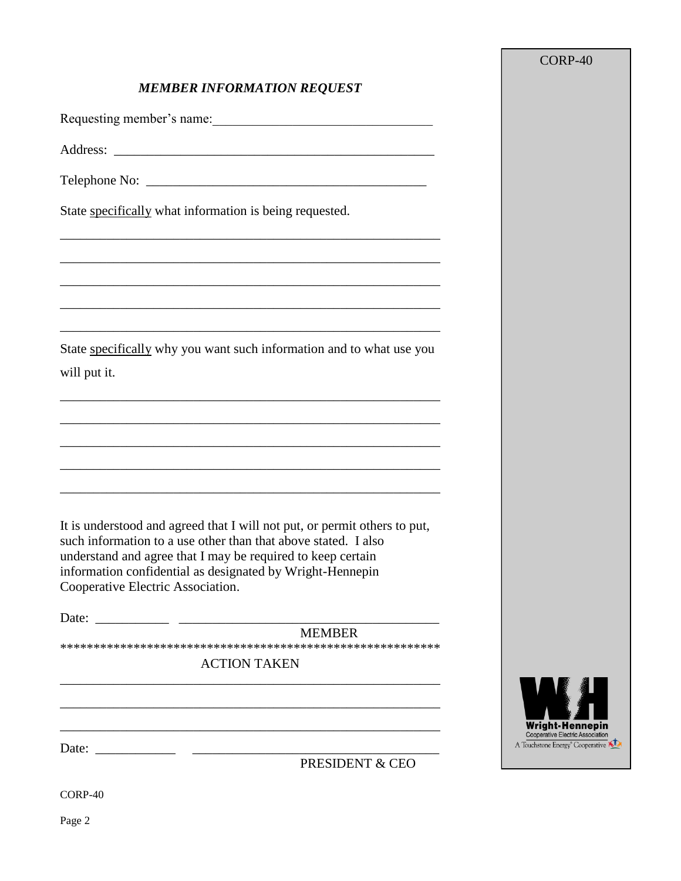CORP-40

### *MEMBER INFORMATION REQUEST*

Requesting member's name:_________________________________

Address: ________________________________________________

Telephone No: ___________________________________________

State specifically what information is being requested.

___________________________________________________________

___________________________________________________________

___________________________________________________________

___________________________________________________________

___________________________________________________________

State specifically why you want such information and to what use you will put it.

___________________________________________________________

___________________________________________________________

___________________________________________________________

___________________________________________________________

___________________________________________________________

It is understood and agreed that I will not put, or permit others to put, such information to a use other than that above stated. I also understand and agree that I may be required to keep certain information confidential as designated by Wright-Hennepin Cooperative Electric Association.

Date: ___________ _____________________________________

MEMBER

***********************************************************

ACTION TAKEN

___________________________________________________________

___________________________________________________________

___________________________________________________________

Date: ____________ ___________________________________

PRESIDENT & CEO

Wright-Hennepin Cooperative Electric Association
A Touchstone Energy® Cooperative